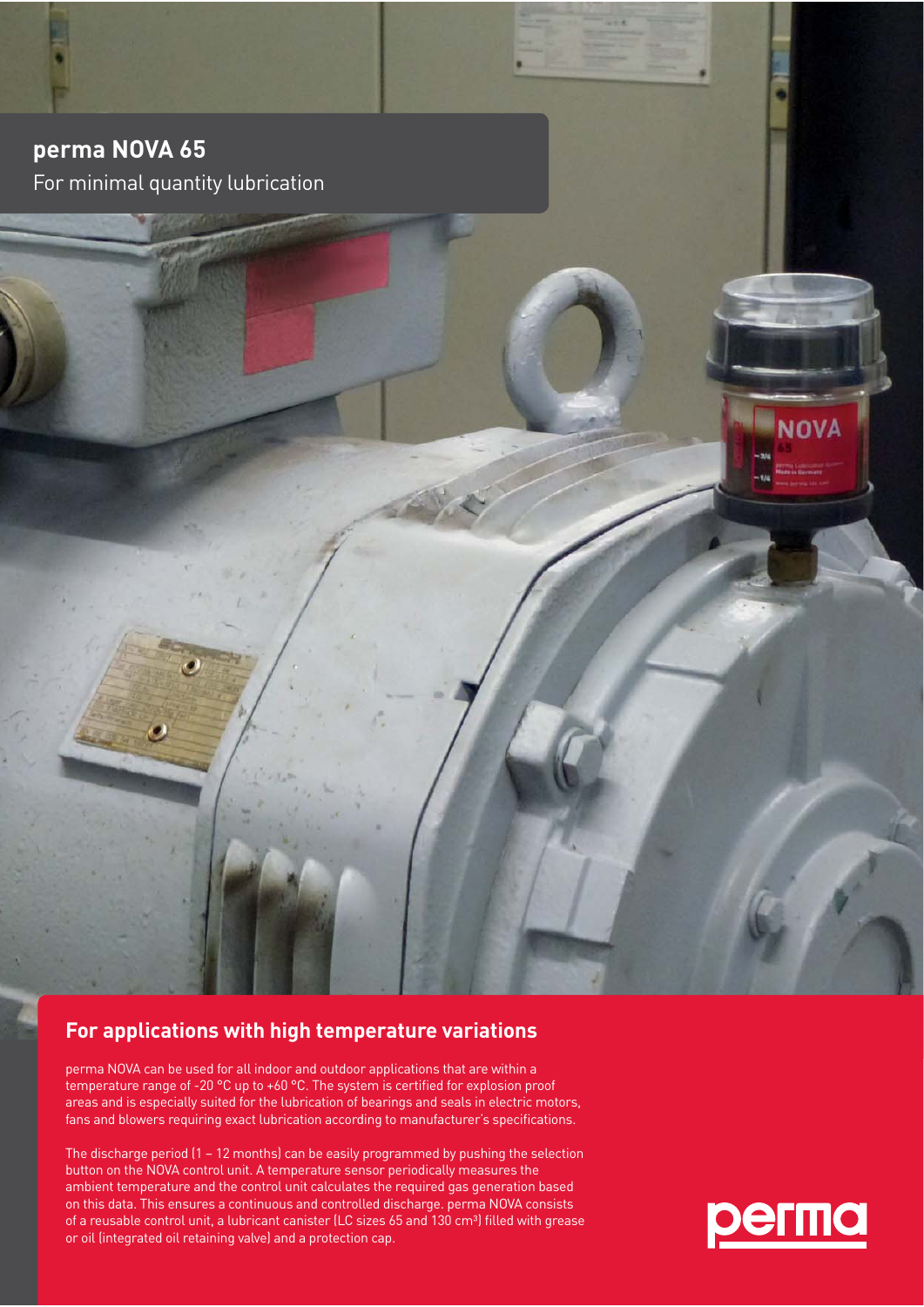# perma NOVA 65

For minimal quantity lubrication

## For applications with high temperature variations

perma NOVA can be used for all indoor and outdoor applications that are within a temperature range of -20 °C up to +60 °C. The system is certified for explosion proof areas and is especially suited for the lubrication of bearings and seals in electric motors, fans and blowers requiring exact lubrication according to manufacturer's specifications.

The discharge period (1 – 12 months) can be easily programmed by pushing the selection button on the NOVA control unit. A temperature sensor periodically measures the ambient temperature and the control unit calculates the required gas generation based on this data. This ensures a continuous and controlled discharge. perma NOVA consists of a reusable control unit, a lubricant canister (LC sizes 65 and 130 cm³) filled with grease or oil (integrated oil retaining valve) and a protection cap.

perma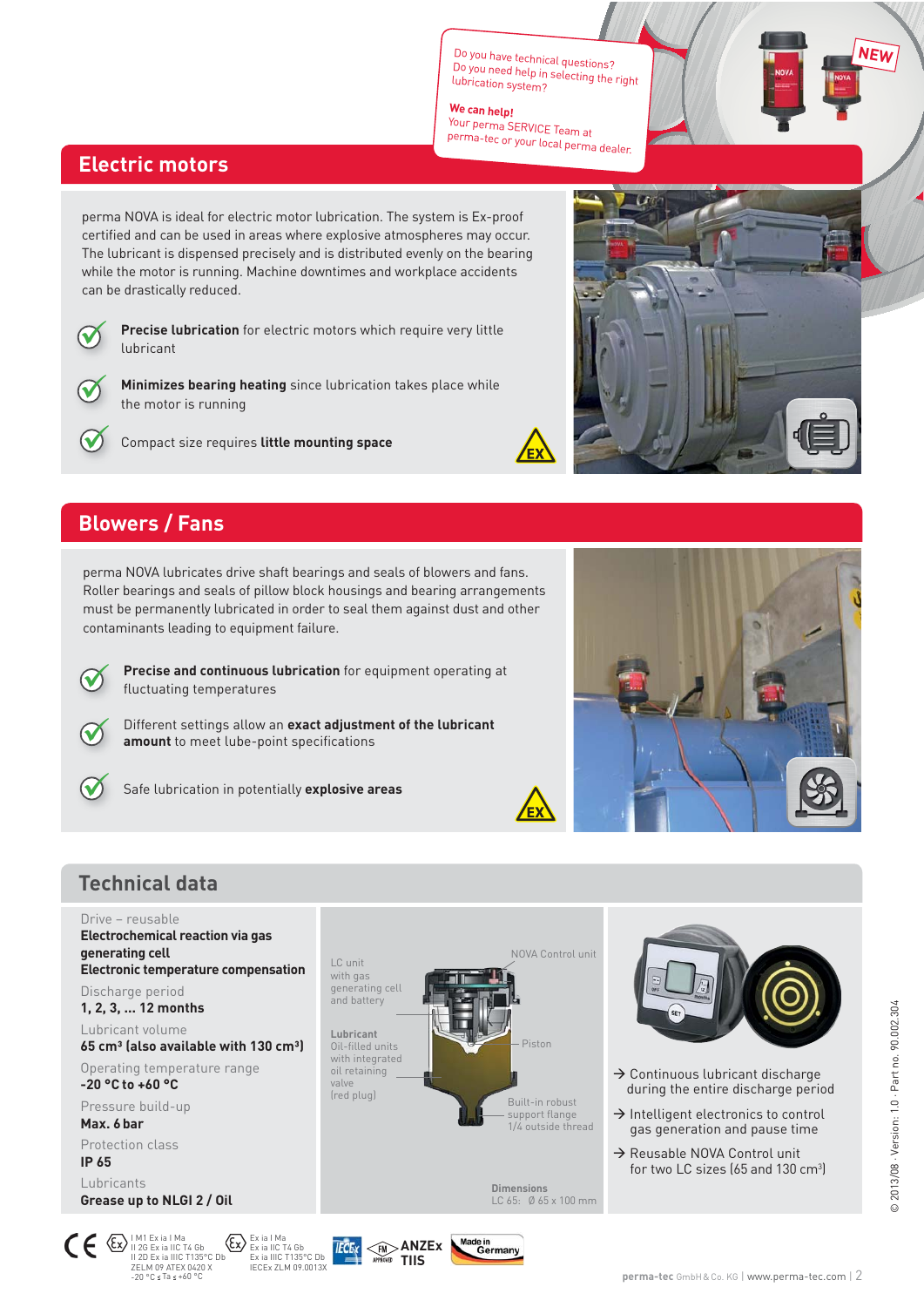Do you have technical questions?
Do you need help in selecting the right lubrication system?

**We can help!**
Your perma SERVICE Team at perma-tec or your local perma dealer.

NEW

## Electric motors

perma NOVA is ideal for electric motor lubrication. The system is Ex-proof certified and can be used in areas where explosive atmospheres may occur. The lubricant is dispensed precisely and is distributed evenly on the bearing while the motor is running. Machine downtimes and workplace accidents can be drastically reduced.

- **Precise lubrication** for electric motors which require very little lubricant
- **Minimizes bearing heating** since lubrication takes place while the motor is running
- Compact size requires **little mounting space**

## Blowers / Fans

perma NOVA lubricates drive shaft bearings and seals of blowers and fans. Roller bearings and seals of pillow block housings and bearing arrangements must be permanently lubricated in order to seal them against dust and other contaminants leading to equipment failure.

- **Precise and continuous lubrication** for equipment operating at fluctuating temperatures
- Different settings allow an **exact adjustment of the lubricant amount** to meet lube-point specifications
- Safe lubrication in potentially **explosive areas**

## Technical data

Drive – reusable
**Electrochemical reaction via gas generating cell**
**Electronic temperature compensation**

Discharge period
**1, 2, 3, … 12 months**

Lubricant volume
**65 cm³ (also available with 130 cm³)**

Operating temperature range
**-20 °C to +60 °C**

Pressure build-up
**Max. 6 bar**

Protection class
**IP 65**

Lubricants
**Grease up to NLGI 2 / Oil**

LC unit with gas generating cell and battery

NOVA Control unit

**Lubricant**
Oil-filled units with integrated oil retaining valve (red plug)

Piston

Built-in robust support flange 1/4 outside thread

**Dimensions**
LC 65: Ø 65 x 100 mm

→ Continuous lubricant discharge during the entire discharge period

→ Intelligent electronics to control gas generation and pause time

→ Reusable NOVA Control unit for two LC sizes (65 and 130 cm³)

I M1 Ex ia I Ma
II 2G Ex ia IIC T4 Gb
II 2D Ex ia IIIC T135°C Db
ZELM 09 ATEX 0420 X
-20 °C ≤ Ta ≤ +60 °C

Ex ia I Ma
Ex ia IIC T4 Gb
Ex ia IIIC T135°C Db
IECEx ZLM 09.0013X

ANZEx TIIS

Made in Germany

© 2013/08 · Version: 1.0 · Part no. 90.002.304

perma-tec GmbH & Co. KG | www.perma-tec.com